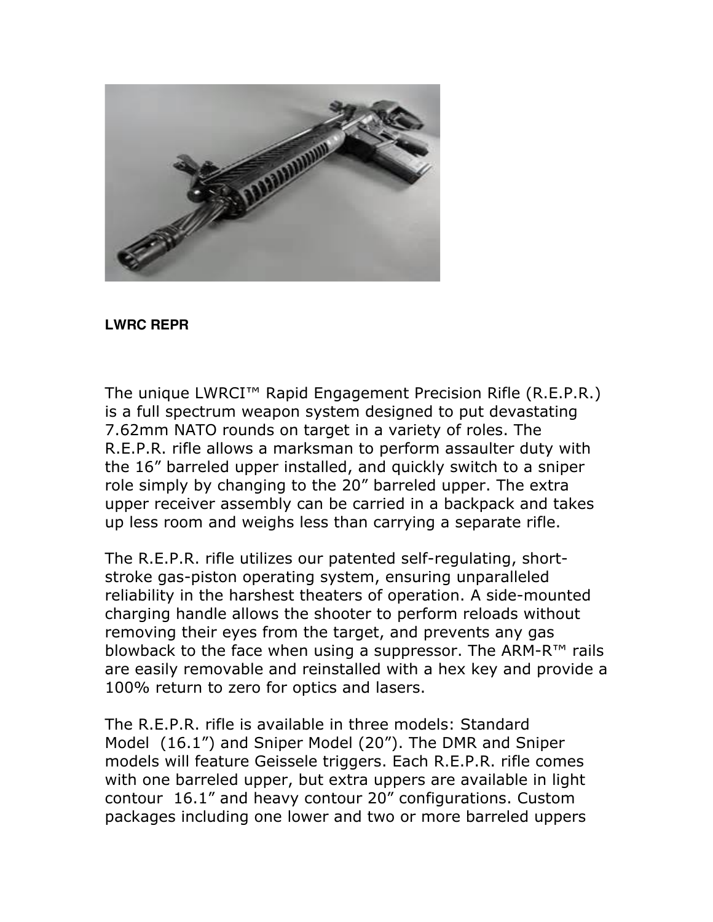**LWRC REPR**

The unique LWRCI™ Rapid Engagement Precision Rifle (R.E.P.R.) is a full spectrum weapon system designed to put devastating 7.62mm NATO rounds on target in a variety of roles. The R.E.P.R. rifle allows a marksman to perform assaulter duty with the 16" barreled upper installed, and quickly switch to a sniper role simply by changing to the 20" barreled upper. The extra upper receiver assembly can be carried in a backpack and takes up less room and weighs less than carrying a separate rifle.

The R.E.P.R. rifle utilizes our patented self-regulating, short-stroke gas-piston operating system, ensuring unparalleled reliability in the harshest theaters of operation. A side-mounted charging handle allows the shooter to perform reloads without removing their eyes from the target, and prevents any gas blowback to the face when using a suppressor. The ARM-R™ rails are easily removable and reinstalled with a hex key and provide a 100% return to zero for optics and lasers.

The R.E.P.R. rifle is available in three models: Standard Model (16.1") and Sniper Model (20"). The DMR and Sniper models will feature Geissele triggers. Each R.E.P.R. rifle comes with one barreled upper, but extra uppers are available in light contour 16.1" and heavy contour 20" configurations. Custom packages including one lower and two or more barreled uppers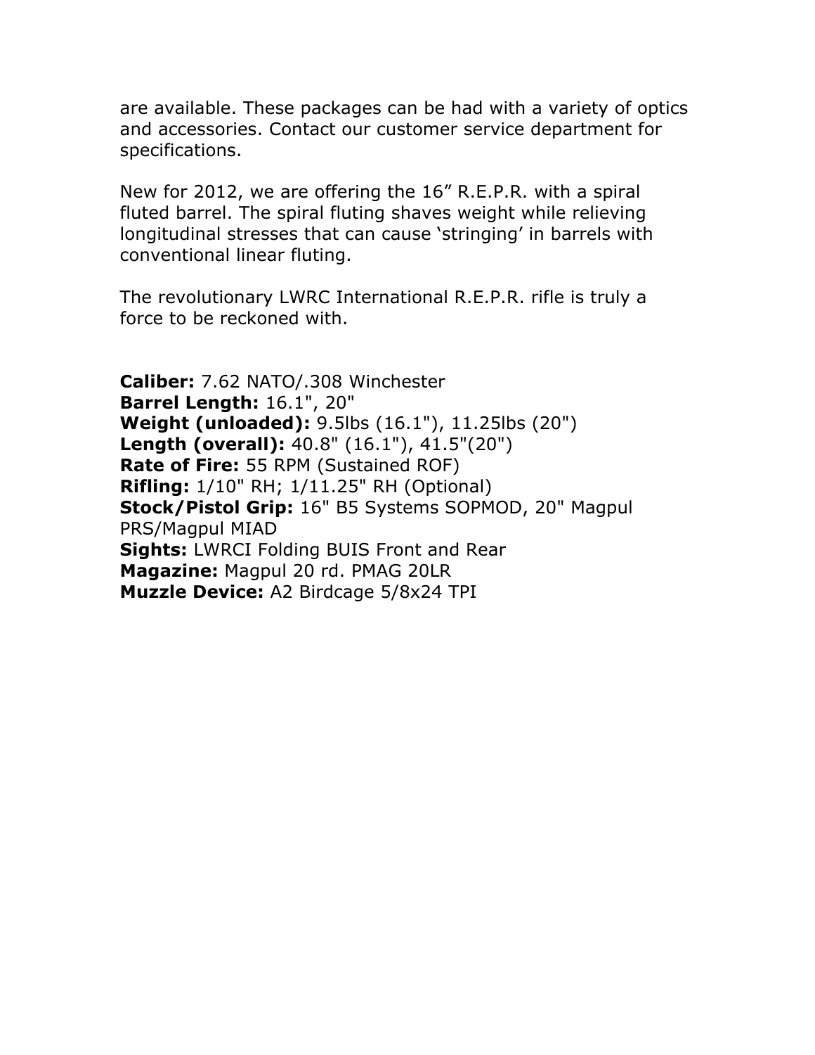are available. These packages can be had with a variety of optics and accessories. Contact our customer service department for specifications.

New for 2012, we are offering the 16” R.E.P.R. with a spiral fluted barrel. The spiral fluting shaves weight while relieving longitudinal stresses that can cause ‘stringing’ in barrels with conventional linear fluting.

The revolutionary LWRC International R.E.P.R. rifle is truly a force to be reckoned with.

**Caliber:** 7.62 NATO/.308 Winchester
**Barrel Length:** 16.1", 20"
**Weight (unloaded):** 9.5lbs (16.1"), 11.25lbs (20")
**Length (overall):** 40.8" (16.1"), 41.5"(20")
**Rate of Fire:** 55 RPM (Sustained ROF)
**Rifling:** 1/10" RH; 1/11.25" RH (Optional)
**Stock/Pistol Grip:** 16" B5 Systems SOPMOD, 20" Magpul PRS/Magpul MIAD
**Sights:** LWRCI Folding BUIS Front and Rear
**Magazine:** Magpul 20 rd. PMAG 20LR
**Muzzle Device:** A2 Birdcage 5/8x24 TPI